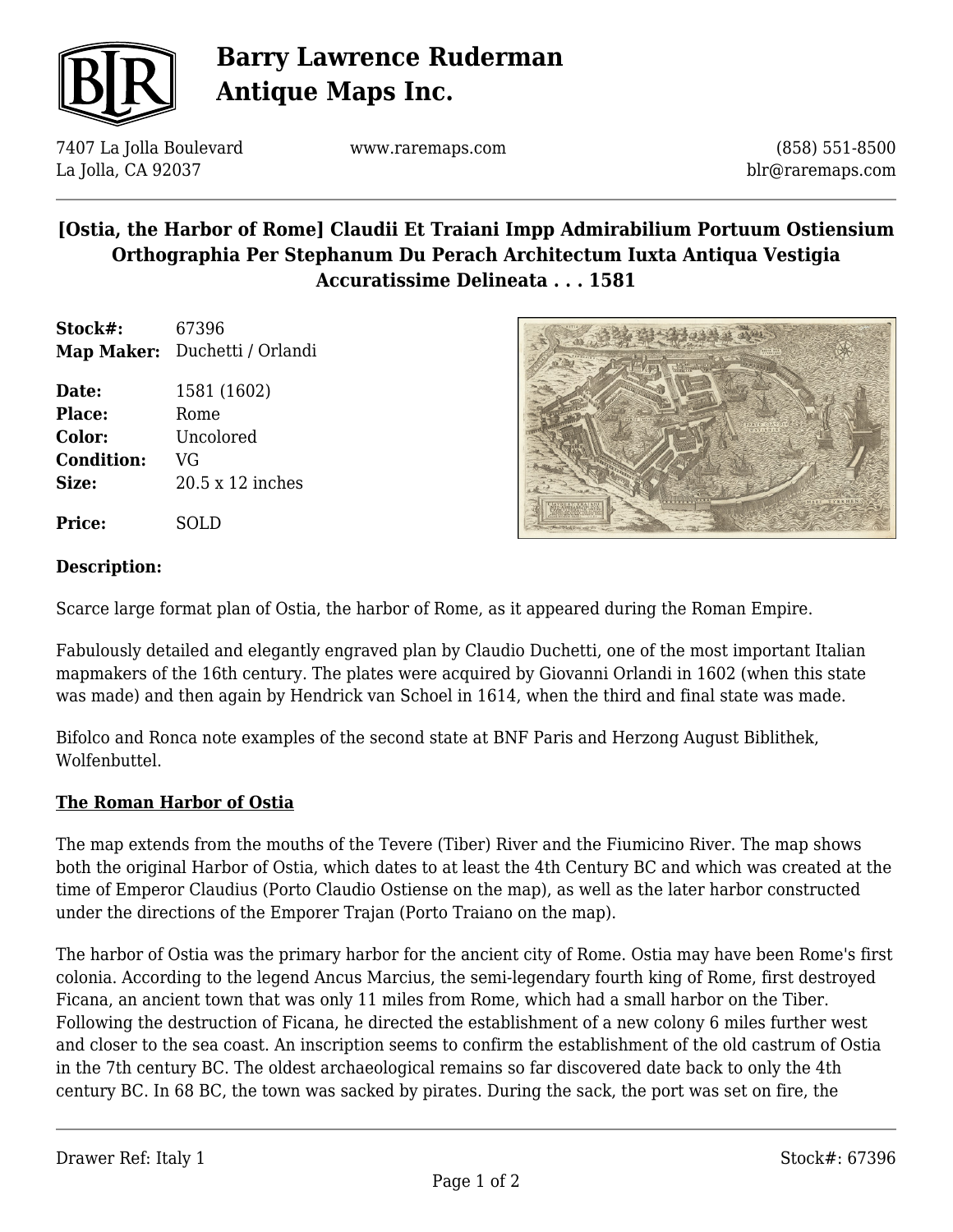# Barry Lawrence Ruderman Antique Maps Inc.

7407 La Jolla Boulevard
La Jolla, CA 92037

www.raremaps.com

(858) 551-8500
blr@raremaps.com

## [Ostia, the Harbor of Rome] Claudii Et Traiani Impp Admirabilium Portuum Ostiensium Orthographia Per Stephanum Du Perach Architectum Iuxta Antiqua Vestigia Accuratissime Delineata . . . 1581

**Stock#:** 67396
**Map Maker:** Duchetti / Orlandi

**Date:** 1581 (1602)
**Place:** Rome
**Color:** Uncolored
**Condition:** VG
**Size:** 20.5 x 12 inches

**Price:** SOLD

**Description:**

Scarce large format plan of Ostia, the harbor of Rome, as it appeared during the Roman Empire.

Fabulously detailed and elegantly engraved plan by Claudio Duchetti, one of the most important Italian mapmakers of the 16th century. The plates were acquired by Giovanni Orlandi in 1602 (when this state was made) and then again by Hendrick van Schoel in 1614, when the third and final state was made.

Bifolco and Ronca note examples of the second state at BNF Paris and Herzong August Biblithek, Wolfenbuttel.

**The Roman Harbor of Ostia**

The map extends from the mouths of the Tevere (Tiber) River and the Fiumicino River. The map shows both the original Harbor of Ostia, which dates to at least the 4th Century BC and which was created at the time of Emperor Claudius (Porto Claudio Ostiense on the map), as well as the later harbor constructed under the directions of the Emporer Trajan (Porto Traiano on the map).

The harbor of Ostia was the primary harbor for the ancient city of Rome. Ostia may have been Rome's first colonia. According to the legend Ancus Marcius, the semi-legendary fourth king of Rome, first destroyed Ficana, an ancient town that was only 11 miles from Rome, which had a small harbor on the Tiber. Following the destruction of Ficana, he directed the establishment of a new colony 6 miles further west and closer to the sea coast. An inscription seems to confirm the establishment of the old castrum of Ostia in the 7th century BC. The oldest archaeological remains so far discovered date back to only the 4th century BC. In 68 BC, the town was sacked by pirates. During the sack, the port was set on fire, the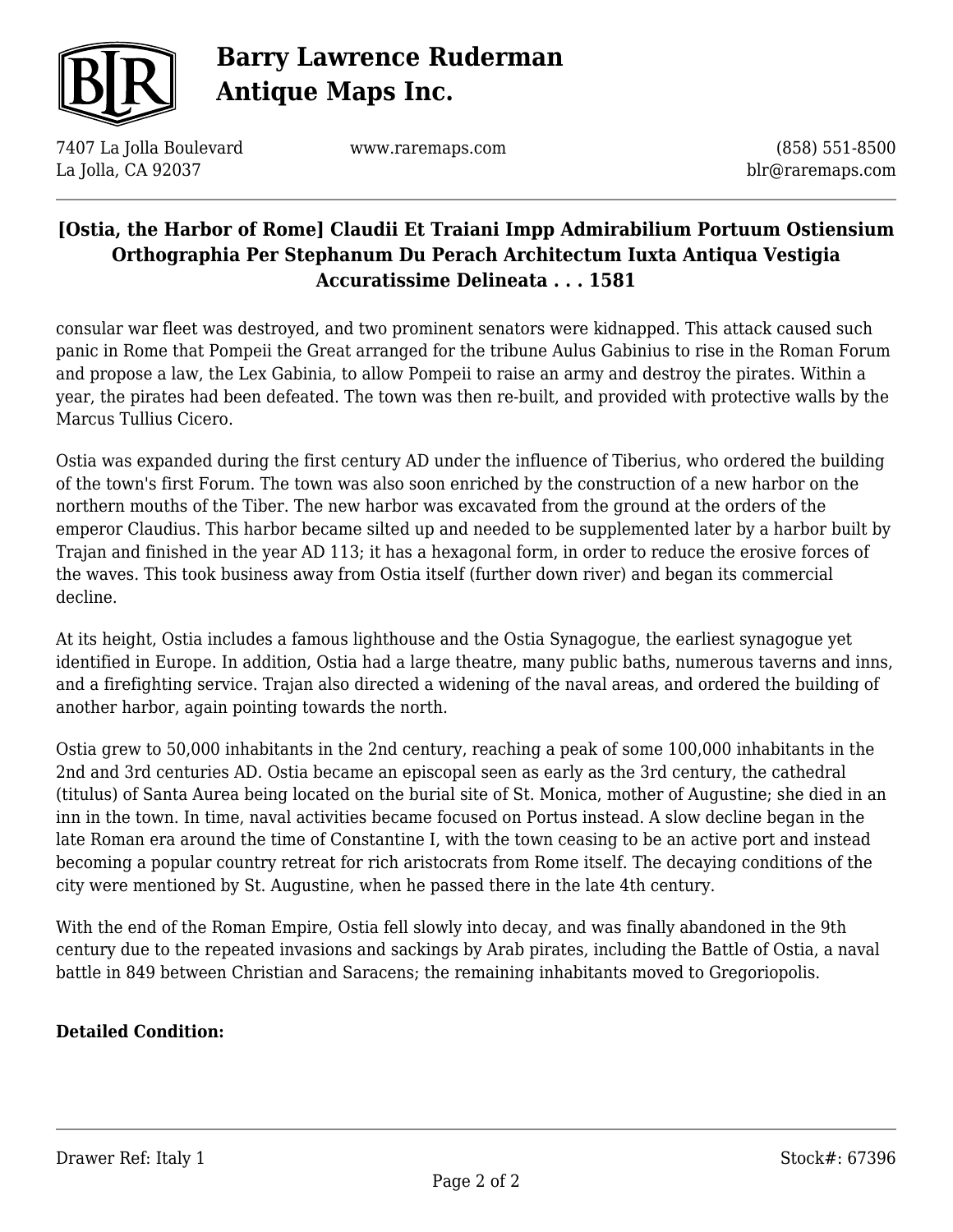## [Ostia, the Harbor of Rome] Claudii Et Traiani Impp Admirabilium Portuum Ostiensium Orthographia Per Stephanum Du Perach Architectum Iuxta Antiqua Vestigia Accuratissime Delineata . . . 1581

consular war fleet was destroyed, and two prominent senators were kidnapped. This attack caused such panic in Rome that Pompeii the Great arranged for the tribune Aulus Gabinius to rise in the Roman Forum and propose a law, the Lex Gabinia, to allow Pompeii to raise an army and destroy the pirates. Within a year, the pirates had been defeated. The town was then re-built, and provided with protective walls by the Marcus Tullius Cicero.

Ostia was expanded during the first century AD under the influence of Tiberius, who ordered the building of the town's first Forum. The town was also soon enriched by the construction of a new harbor on the northern mouths of the Tiber. The new harbor was excavated from the ground at the orders of the emperor Claudius. This harbor became silted up and needed to be supplemented later by a harbor built by Trajan and finished in the year AD 113; it has a hexagonal form, in order to reduce the erosive forces of the waves. This took business away from Ostia itself (further down river) and began its commercial decline.

At its height, Ostia includes a famous lighthouse and the Ostia Synagogue, the earliest synagogue yet identified in Europe. In addition, Ostia had a large theatre, many public baths, numerous taverns and inns, and a firefighting service. Trajan also directed a widening of the naval areas, and ordered the building of another harbor, again pointing towards the north.

Ostia grew to 50,000 inhabitants in the 2nd century, reaching a peak of some 100,000 inhabitants in the 2nd and 3rd centuries AD. Ostia became an episcopal seen as early as the 3rd century, the cathedral (titulus) of Santa Aurea being located on the burial site of St. Monica, mother of Augustine; she died in an inn in the town. In time, naval activities became focused on Portus instead. A slow decline began in the late Roman era around the time of Constantine I, with the town ceasing to be an active port and instead becoming a popular country retreat for rich aristocrats from Rome itself. The decaying conditions of the city were mentioned by St. Augustine, when he passed there in the late 4th century.

With the end of the Roman Empire, Ostia fell slowly into decay, and was finally abandoned in the 9th century due to the repeated invasions and sackings by Arab pirates, including the Battle of Ostia, a naval battle in 849 between Christian and Saracens; the remaining inhabitants moved to Gregoriopolis.

**Detailed Condition:**